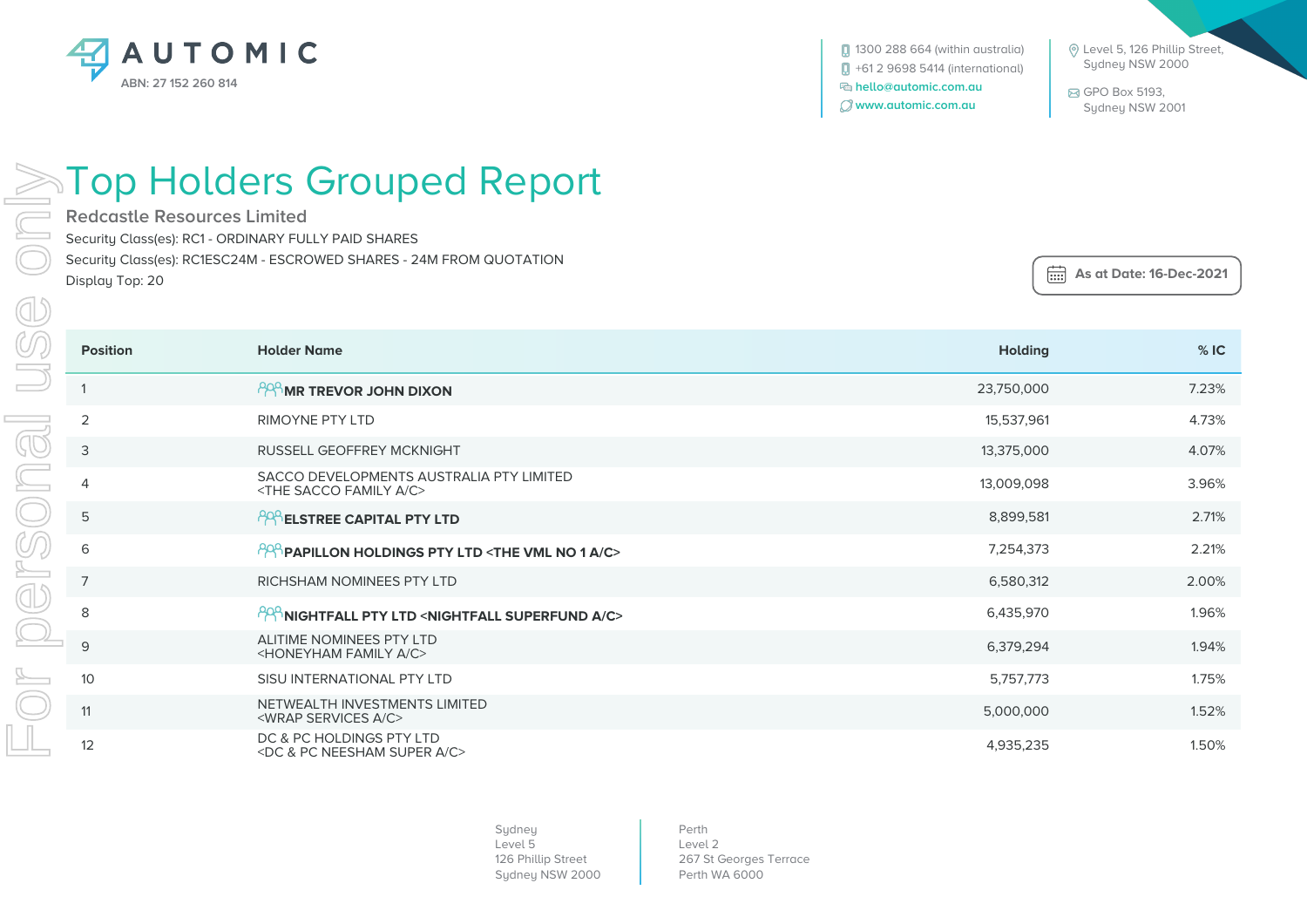AUTOMIC

ABN: 27 152 260 814

1300 288 664 (within australia)
+61 2 9698 5414 (international)
hello@automic.com.au
www.automic.com.au

Level 5, 126 Phillip Street,
Sydney NSW 2000

GPO Box 5193,
Sydney NSW 2001

For personal use only

# Top Holders Grouped Report

## Redcastle Resources Limited

Security Class(es): RC1 - ORDINARY FULLY PAID SHARES

Security Class(es): RC1ESC24M - ESCROWED SHARES - 24M FROM QUOTATION

Display Top: 20

As at Date: 16-Dec-2021

| Position | Holder Name | Holding | % IC |
|---|---|---|---|
| 1 | **MR TREVOR JOHN DIXON** | 23,750,000 | 7.23% |
| 2 | RIMOYNE PTY LTD | 15,537,961 | 4.73% |
| 3 | RUSSELL GEOFFREY MCKNIGHT | 13,375,000 | 4.07% |
| 4 | SACCO DEVELOPMENTS AUSTRALIA PTY LIMITED <THE SACCO FAMILY A/C> | 13,009,098 | 3.96% |
| 5 | **ELSTREE CAPITAL PTY LTD** | 8,899,581 | 2.71% |
| 6 | **PAPILLON HOLDINGS PTY LTD <THE VML NO 1 A/C>** | 7,254,373 | 2.21% |
| 7 | RICHSHAM NOMINEES PTY LTD | 6,580,312 | 2.00% |
| 8 | **NIGHTFALL PTY LTD <NIGHTFALL SUPERFUND A/C>** | 6,435,970 | 1.96% |
| 9 | ALITIME NOMINEES PTY LTD <HONEYHAM FAMILY A/C> | 6,379,294 | 1.94% |
| 10 | SISU INTERNATIONAL PTY LTD | 5,757,773 | 1.75% |
| 11 | NETWEALTH INVESTMENTS LIMITED <WRAP SERVICES A/C> | 5,000,000 | 1.52% |
| 12 | DC & PC HOLDINGS PTY LTD <DC & PC NEESHAM SUPER A/C> | 4,935,235 | 1.50% |

Sydney
Level 5
126 Phillip Street
Sydney NSW 2000

Perth
Level 2
267 St Georges Terrace
Perth WA 6000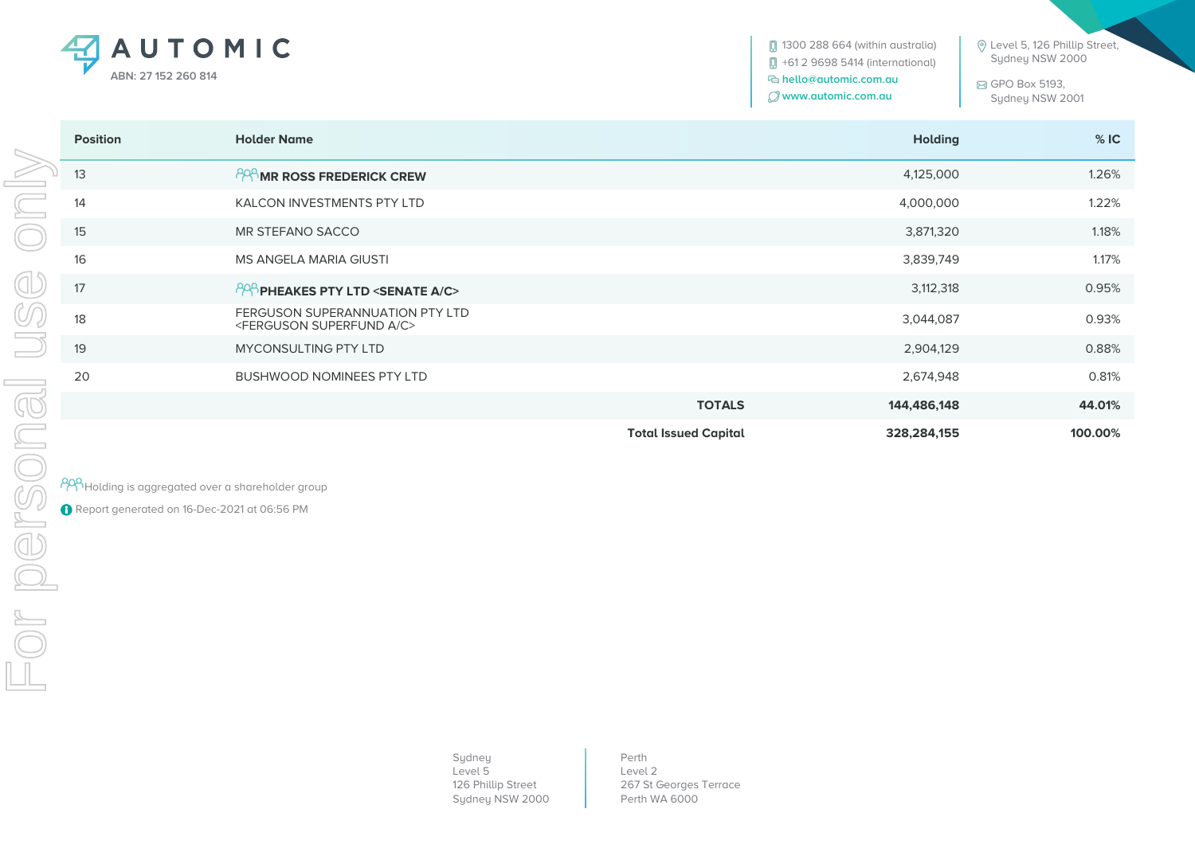| Position | Holder Name | Holding | % IC |
|---|---|---|---|
| 13 | **MR ROSS FREDERICK CREW** | 4,125,000 | 1.26% |
| 14 | KALCON INVESTMENTS PTY LTD | 4,000,000 | 1.22% |
| 15 | MR STEFANO SACCO | 3,871,320 | 1.18% |
| 16 | MS ANGELA MARIA GIUSTI | 3,839,749 | 1.17% |
| 17 | **PHEAKES PTY LTD <SENATE A/C>** | 3,112,318 | 0.95% |
| 18 | FERGUSON SUPERANNUATION PTY LTD <FERGUSON SUPERFUND A/C> | 3,044,087 | 0.93% |
| 19 | MYCONSULTING PTY LTD | 2,904,129 | 0.88% |
| 20 | BUSHWOOD NOMINEES PTY LTD | 2,674,948 | 0.81% |
| | **TOTALS** | **144,486,148** | **44.01%** |
| | **Total Issued Capital** | **328,284,155** | **100.00%** |

Holding is aggregated over a shareholder group

Report generated on 16-Dec-2021 at 06:56 PM